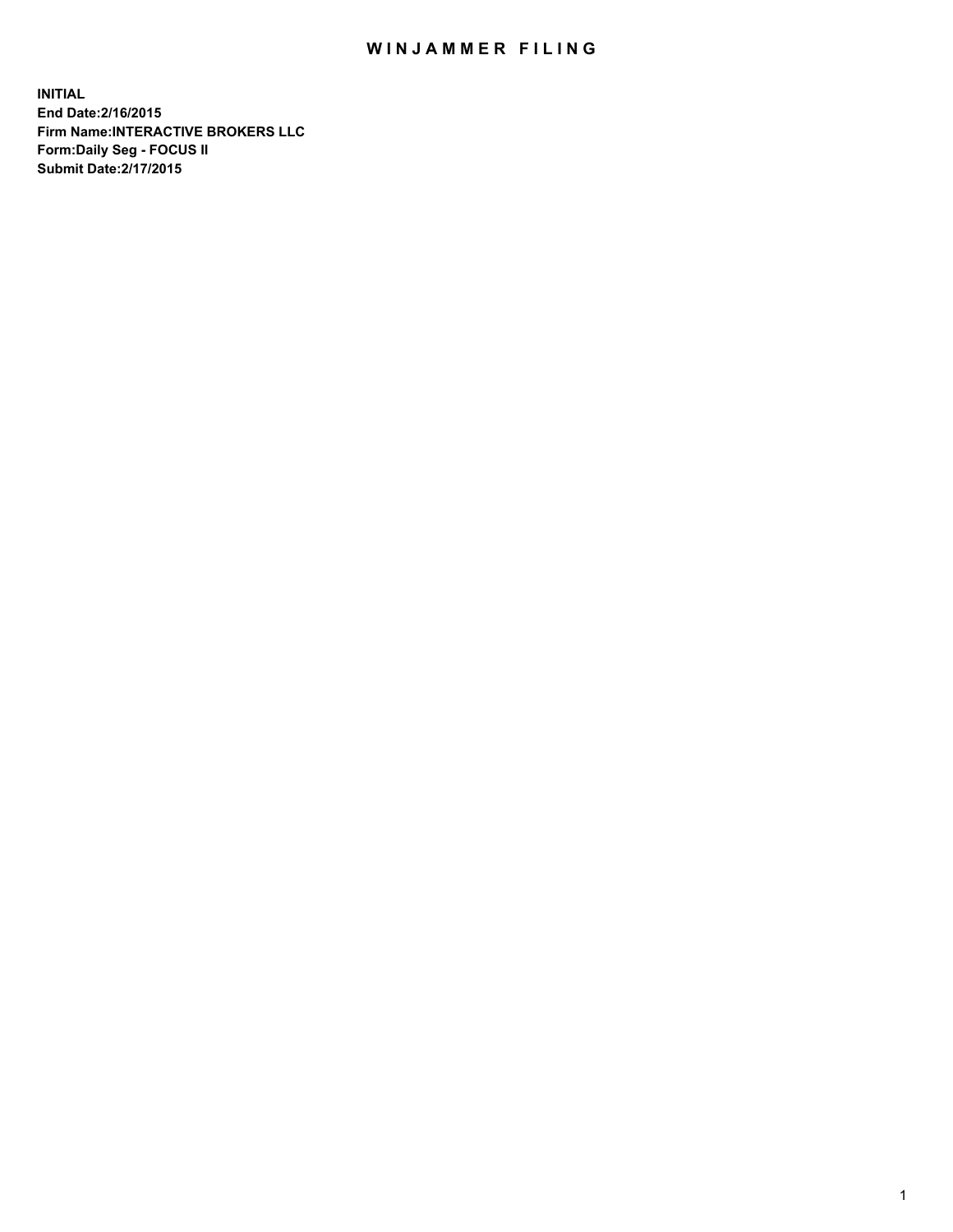# WINJAMMER FILING

**INITIAL**
**End Date:2/16/2015**
**Firm Name:INTERACTIVE BROKERS LLC**
**Form:Daily Seg - FOCUS II**
**Submit Date:2/17/2015**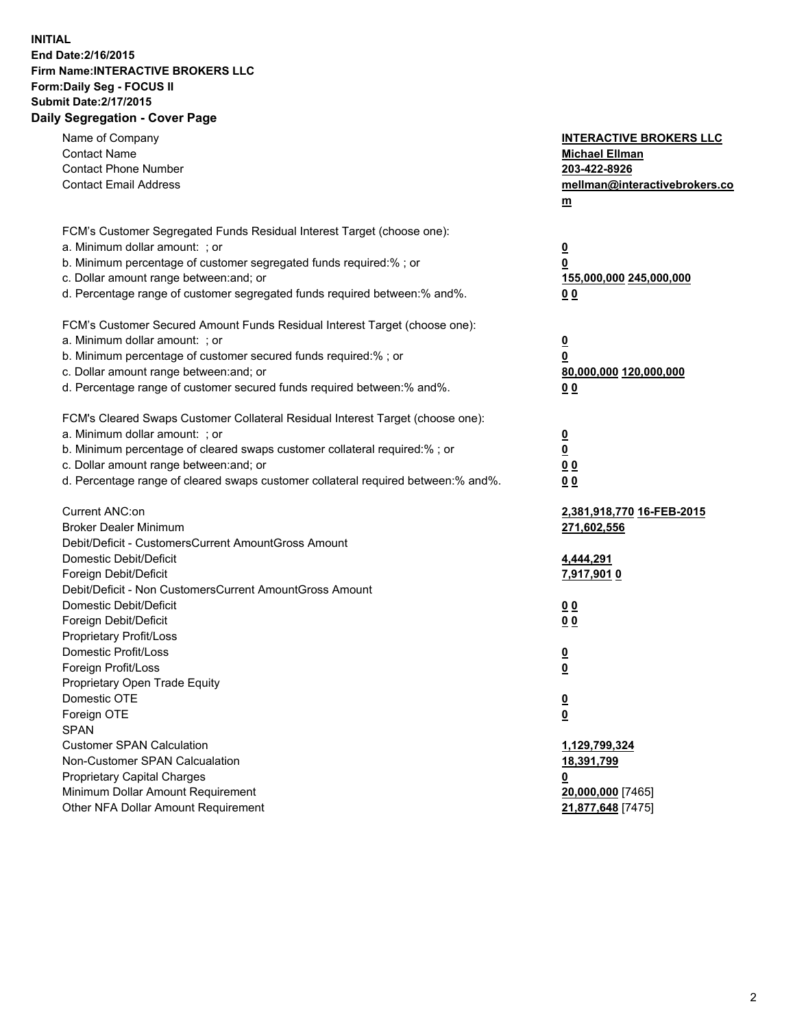**INITIAL**
**End Date:2/16/2015**
**Firm Name:INTERACTIVE BROKERS LLC**
**Form:Daily Seg - FOCUS II**
**Submit Date:2/17/2015**

## Daily Segregation - Cover Page

| | |
|---|---|
| Name of Company | **INTERACTIVE BROKERS LLC** |
| Contact Name | **Michael Ellman** |
| Contact Phone Number | **203-422-8926** |
| Contact Email Address | **mellman@interactivebrokers.com** |
| FCM's Customer Segregated Funds Residual Interest Target (choose one): | |
| a. Minimum dollar amount: ; or | **0** |
| b. Minimum percentage of customer segregated funds required:% ; or | **0** |
| c. Dollar amount range between:and; or | **155,000,000 245,000,000** |
| d. Percentage range of customer segregated funds required between:% and%. | **0 0** |
| FCM's Customer Secured Amount Funds Residual Interest Target (choose one): | |
| a. Minimum dollar amount: ; or | **0** |
| b. Minimum percentage of customer secured funds required:% ; or | **0** |
| c. Dollar amount range between:and; or | **80,000,000 120,000,000** |
| d. Percentage range of customer secured funds required between:% and%. | **0 0** |
| FCM's Cleared Swaps Customer Collateral Residual Interest Target (choose one): | |
| a. Minimum dollar amount: ; or | **0** |
| b. Minimum percentage of cleared swaps customer collateral required:% ; or | **0** |
| c. Dollar amount range between:and; or | **0 0** |
| d. Percentage range of cleared swaps customer collateral required between:% and%. | **0 0** |
| Current ANC:on | **2,381,918,770 16-FEB-2015** |
| Broker Dealer Minimum | **271,602,556** |
| Debit/Deficit - CustomersCurrent AmountGross Amount | |
| Domestic Debit/Deficit | **4,444,291** |
| Foreign Debit/Deficit | **7,917,901 0** |
| Debit/Deficit - Non CustomersCurrent AmountGross Amount | |
| Domestic Debit/Deficit | **0 0** |
| Foreign Debit/Deficit | **0 0** |
| Proprietary Profit/Loss | |
| Domestic Profit/Loss | **0** |
| Foreign Profit/Loss | **0** |
| Proprietary Open Trade Equity | |
| Domestic OTE | **0** |
| Foreign OTE | **0** |
| SPAN | |
| Customer SPAN Calculation | **1,129,799,324** |
| Non-Customer SPAN Calcualation | **18,391,799** |
| Proprietary Capital Charges | **0** |
| Minimum Dollar Amount Requirement | **20,000,000** [7465] |
| Other NFA Dollar Amount Requirement | **21,877,648** [7475] |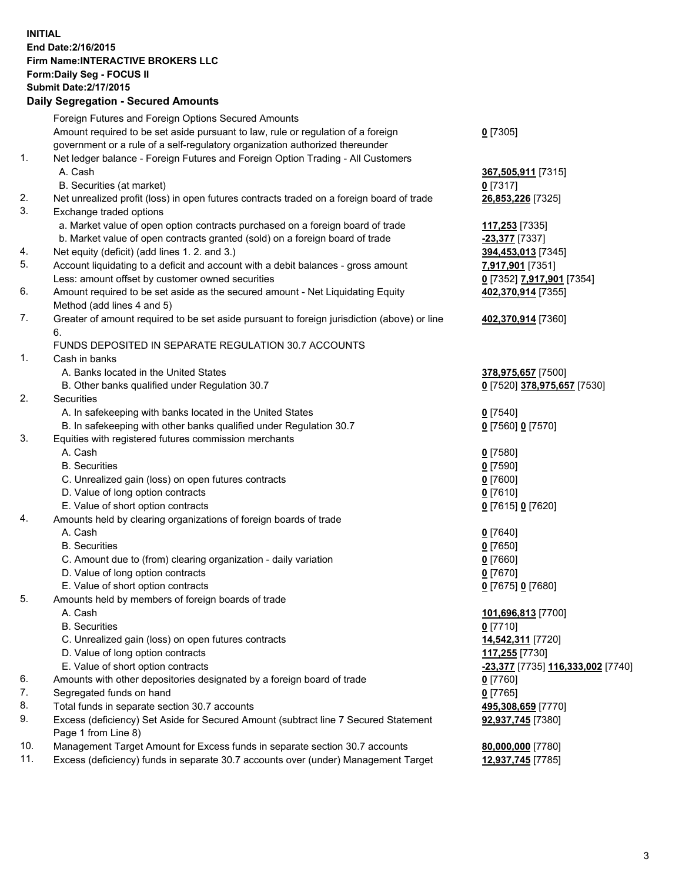**INITIAL**
**End Date:2/16/2015**
**Firm Name:INTERACTIVE BROKERS LLC**
**Form:Daily Seg - FOCUS II**
**Submit Date:2/17/2015**

**Daily Segregation - Secured Amounts**

| | | |
|---|---|---|
| | Foreign Futures and Foreign Options Secured Amounts | |
| | Amount required to be set aside pursuant to law, rule or regulation of a foreign government or a rule of a self-regulatory organization authorized thereunder | **0** [7305] |
| 1. | Net ledger balance - Foreign Futures and Foreign Option Trading - All Customers | |
| | A. Cash | **367,505,911** [7315] |
| | B. Securities (at market) | **0** [7317] |
| 2. | Net unrealized profit (loss) in open futures contracts traded on a foreign board of trade | **26,853,226** [7325] |
| 3. | Exchange traded options | |
| | a. Market value of open option contracts purchased on a foreign board of trade | **117,253** [7335] |
| | b. Market value of open contracts granted (sold) on a foreign board of trade | **-23,377** [7337] |
| 4. | Net equity (deficit) (add lines 1. 2. and 3.) | **394,453,013** [7345] |
| 5. | Account liquidating to a deficit and account with a debit balances - gross amount | **7,917,901** [7351] |
| | Less: amount offset by customer owned securities | **0** [7352] **7,917,901** [7354] |
| 6. | Amount required to be set aside as the secured amount - Net Liquidating Equity Method (add lines 4 and 5) | **402,370,914** [7355] |
| 7. | Greater of amount required to be set aside pursuant to foreign jurisdiction (above) or line 6. | **402,370,914** [7360] |
| | FUNDS DEPOSITED IN SEPARATE REGULATION 30.7 ACCOUNTS | |
| 1. | Cash in banks | |
| | A. Banks located in the United States | **378,975,657** [7500] |
| | B. Other banks qualified under Regulation 30.7 | **0** [7520] **378,975,657** [7530] |
| 2. | Securities | |
| | A. In safekeeping with banks located in the United States | **0** [7540] |
| | B. In safekeeping with other banks qualified under Regulation 30.7 | **0** [7560] **0** [7570] |
| 3. | Equities with registered futures commission merchants | |
| | A. Cash | **0** [7580] |
| | B. Securities | **0** [7590] |
| | C. Unrealized gain (loss) on open futures contracts | **0** [7600] |
| | D. Value of long option contracts | **0** [7610] |
| | E. Value of short option contracts | **0** [7615] **0** [7620] |
| 4. | Amounts held by clearing organizations of foreign boards of trade | |
| | A. Cash | **0** [7640] |
| | B. Securities | **0** [7650] |
| | C. Amount due to (from) clearing organization - daily variation | **0** [7660] |
| | D. Value of long option contracts | **0** [7670] |
| | E. Value of short option contracts | **0** [7675] **0** [7680] |
| 5. | Amounts held by members of foreign boards of trade | |
| | A. Cash | **101,696,813** [7700] |
| | B. Securities | **0** [7710] |
| | C. Unrealized gain (loss) on open futures contracts | **14,542,311** [7720] |
| | D. Value of long option contracts | **117,255** [7730] |
| | E. Value of short option contracts | **-23,377** [7735] **116,333,002** [7740] |
| 6. | Amounts with other depositories designated by a foreign board of trade | **0** [7760] |
| 7. | Segregated funds on hand | **0** [7765] |
| 8. | Total funds in separate section 30.7 accounts | **495,308,659** [7770] |
| 9. | Excess (deficiency) Set Aside for Secured Amount (subtract line 7 Secured Statement Page 1 from Line 8) | **92,937,745** [7380] |
| 10. | Management Target Amount for Excess funds in separate section 30.7 accounts | **80,000,000** [7780] |
| 11. | Excess (deficiency) funds in separate 30.7 accounts over (under) Management Target | **12,937,745** [7785] |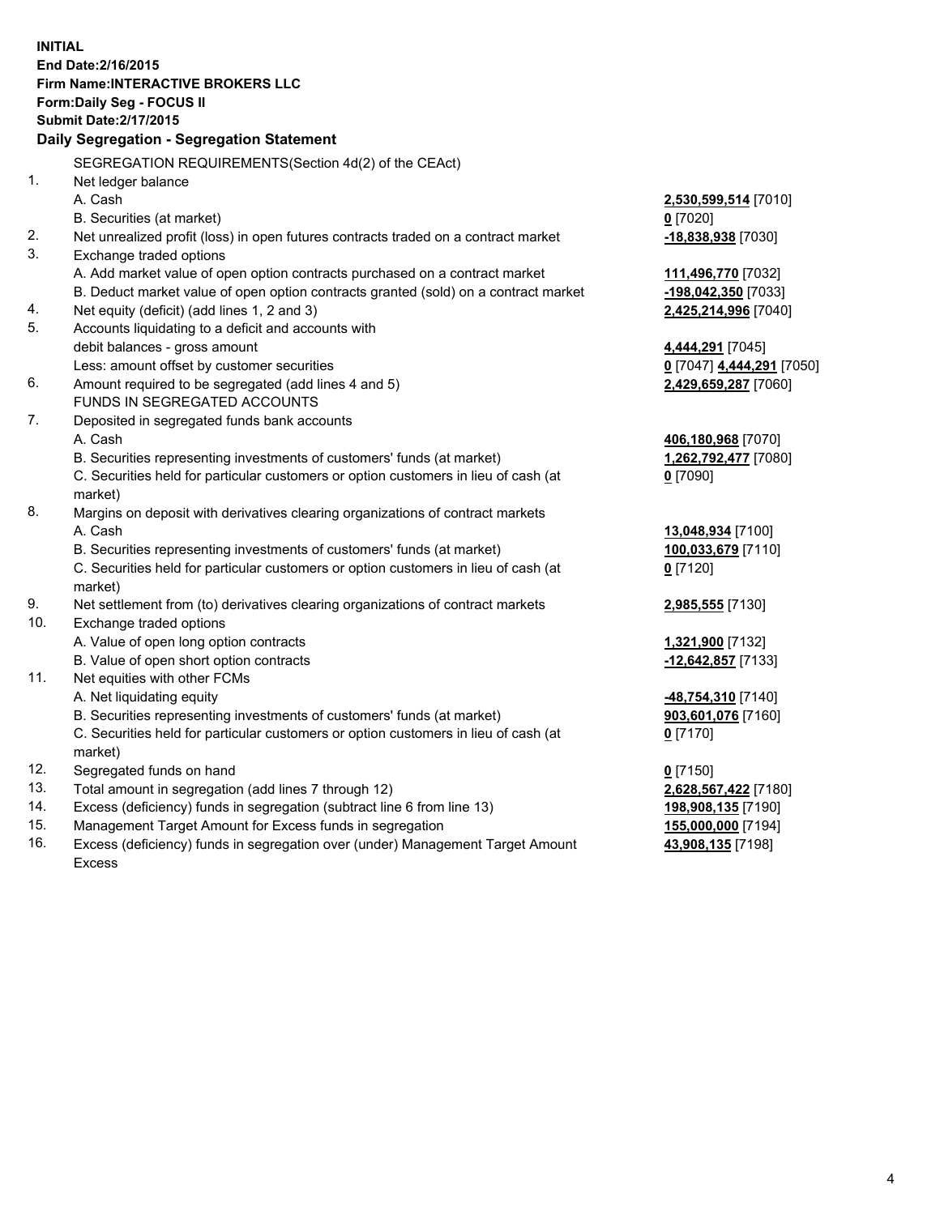**INITIAL**
**End Date:2/16/2015**
**Firm Name:INTERACTIVE BROKERS LLC**
**Form:Daily Seg - FOCUS II**
**Submit Date:2/17/2015**

**Daily Segregation - Segregation Statement**

| | | |
|---|---|---|
| | SEGREGATION REQUIREMENTS(Section 4d(2) of the CEAct) | |
| 1. | Net ledger balance | |
| | A. Cash | **2,530,599,514** [7010] |
| | B. Securities (at market) | **0** [7020] |
| 2. | Net unrealized profit (loss) in open futures contracts traded on a contract market | **-18,838,938** [7030] |
| 3. | Exchange traded options | |
| | A. Add market value of open option contracts purchased on a contract market | **111,496,770** [7032] |
| | B. Deduct market value of open option contracts granted (sold) on a contract market | **-198,042,350** [7033] |
| 4. | Net equity (deficit) (add lines 1, 2 and 3) | **2,425,214,996** [7040] |
| 5. | Accounts liquidating to a deficit and accounts with debit balances - gross amount | **4,444,291** [7045] |
| | Less: amount offset by customer securities | **0** [7047] **4,444,291** [7050] |
| 6. | Amount required to be segregated (add lines 4 and 5) | **2,429,659,287** [7060] |
| | FUNDS IN SEGREGATED ACCOUNTS | |
| 7. | Deposited in segregated funds bank accounts | |
| | A. Cash | **406,180,968** [7070] |
| | B. Securities representing investments of customers' funds (at market) | **1,262,792,477** [7080] |
| | C. Securities held for particular customers or option customers in lieu of cash (at market) | **0** [7090] |
| 8. | Margins on deposit with derivatives clearing organizations of contract markets | |
| | A. Cash | **13,048,934** [7100] |
| | B. Securities representing investments of customers' funds (at market) | **100,033,679** [7110] |
| | C. Securities held for particular customers or option customers in lieu of cash (at market) | **0** [7120] |
| 9. | Net settlement from (to) derivatives clearing organizations of contract markets | **2,985,555** [7130] |
| 10. | Exchange traded options | |
| | A. Value of open long option contracts | **1,321,900** [7132] |
| | B. Value of open short option contracts | **-12,642,857** [7133] |
| 11. | Net equities with other FCMs | |
| | A. Net liquidating equity | **-48,754,310** [7140] |
| | B. Securities representing investments of customers' funds (at market) | **903,601,076** [7160] |
| | C. Securities held for particular customers or option customers in lieu of cash (at market) | **0** [7170] |
| 12. | Segregated funds on hand | **0** [7150] |
| 13. | Total amount in segregation (add lines 7 through 12) | **2,628,567,422** [7180] |
| 14. | Excess (deficiency) funds in segregation (subtract line 6 from line 13) | **198,908,135** [7190] |
| 15. | Management Target Amount for Excess funds in segregation | **155,000,000** [7194] |
| 16. | Excess (deficiency) funds in segregation over (under) Management Target Amount Excess | **43,908,135** [7198] |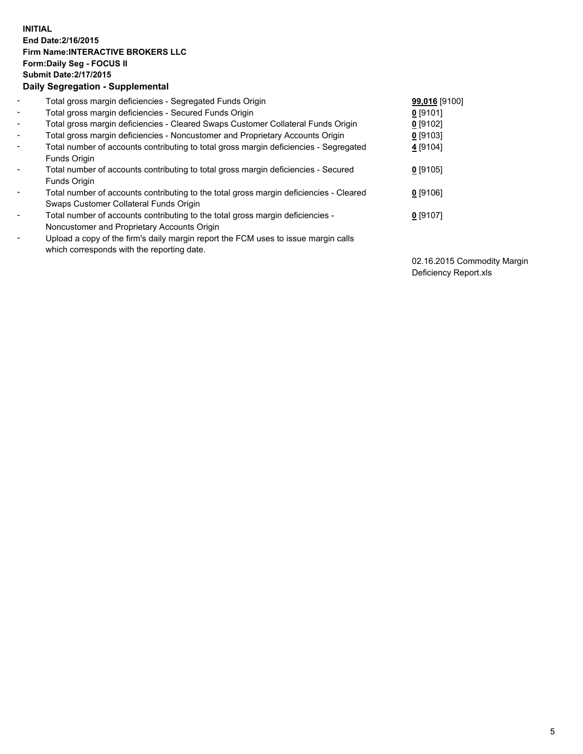**INITIAL**
**End Date:2/16/2015**
**Firm Name:INTERACTIVE BROKERS LLC**
**Form:Daily Seg - FOCUS II**
**Submit Date:2/17/2015**

**Daily Segregation - Supplemental**

| | | |
|---|---|---|
| - | Total gross margin deficiencies - Segregated Funds Origin | **99,016** [9100] |
| - | Total gross margin deficiencies - Secured Funds Origin | **0** [9101] |
| - | Total gross margin deficiencies - Cleared Swaps Customer Collateral Funds Origin | **0** [9102] |
| - | Total gross margin deficiencies - Noncustomer and Proprietary Accounts Origin | **0** [9103] |
| - | Total number of accounts contributing to total gross margin deficiencies - Segregated Funds Origin | **4** [9104] |
| - | Total number of accounts contributing to total gross margin deficiencies - Secured Funds Origin | **0** [9105] |
| - | Total number of accounts contributing to the total gross margin deficiencies - Cleared Swaps Customer Collateral Funds Origin | **0** [9106] |
| - | Total number of accounts contributing to the total gross margin deficiencies - Noncustomer and Proprietary Accounts Origin | **0** [9107] |
| - | Upload a copy of the firm's daily margin report the FCM uses to issue margin calls which corresponds with the reporting date. | 02.16.2015 Commodity Margin Deficiency Report.xls |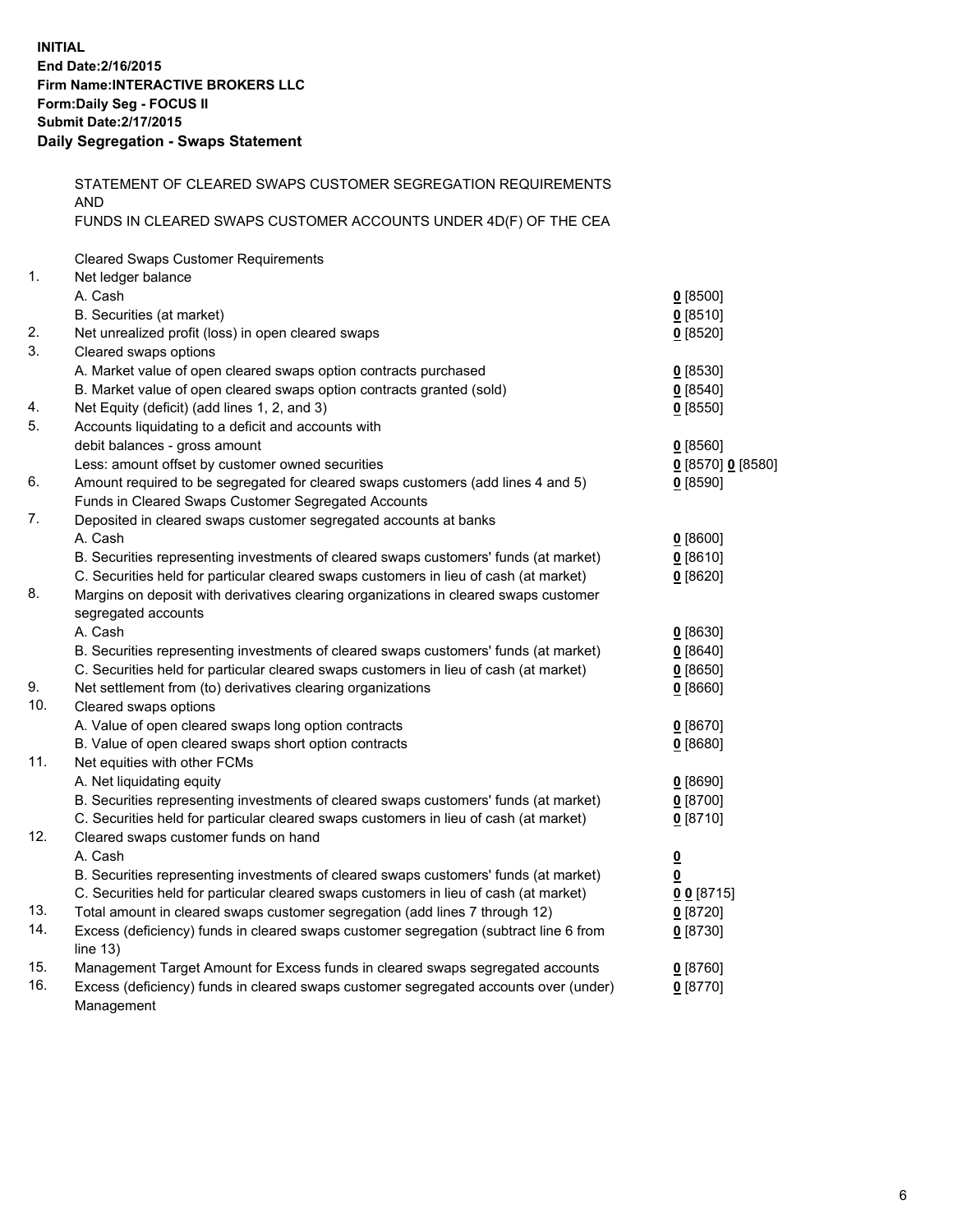**INITIAL**
**End Date:2/16/2015**
**Firm Name:INTERACTIVE BROKERS LLC**
**Form:Daily Seg - FOCUS II**
**Submit Date:2/17/2015**
**Daily Segregation - Swaps Statement**

STATEMENT OF CLEARED SWAPS CUSTOMER SEGREGATION REQUIREMENTS AND FUNDS IN CLEARED SWAPS CUSTOMER ACCOUNTS UNDER 4D(F) OF THE CEA

| | | |
|---|---|---|
| | Cleared Swaps Customer Requirements | |
| 1. | Net ledger balance | |
| | A. Cash | 0 [8500] |
| | B. Securities (at market) | 0 [8510] |
| 2. | Net unrealized profit (loss) in open cleared swaps | 0 [8520] |
| 3. | Cleared swaps options | |
| | A. Market value of open cleared swaps option contracts purchased | 0 [8530] |
| | B. Market value of open cleared swaps option contracts granted (sold) | 0 [8540] |
| 4. | Net Equity (deficit) (add lines 1, 2, and 3) | 0 [8550] |
| 5. | Accounts liquidating to a deficit and accounts with | |
| | debit balances - gross amount | 0 [8560] |
| | Less: amount offset by customer owned securities | 0 [8570] 0 [8580] |
| 6. | Amount required to be segregated for cleared swaps customers (add lines 4 and 5) | 0 [8590] |
| | Funds in Cleared Swaps Customer Segregated Accounts | |
| 7. | Deposited in cleared swaps customer segregated accounts at banks | |
| | A. Cash | 0 [8600] |
| | B. Securities representing investments of cleared swaps customers' funds (at market) | 0 [8610] |
| | C. Securities held for particular cleared swaps customers in lieu of cash (at market) | 0 [8620] |
| 8. | Margins on deposit with derivatives clearing organizations in cleared swaps customer segregated accounts | |
| | A. Cash | 0 [8630] |
| | B. Securities representing investments of cleared swaps customers' funds (at market) | 0 [8640] |
| | C. Securities held for particular cleared swaps customers in lieu of cash (at market) | 0 [8650] |
| 9. | Net settlement from (to) derivatives clearing organizations | 0 [8660] |
| 10. | Cleared swaps options | |
| | A. Value of open cleared swaps long option contracts | 0 [8670] |
| | B. Value of open cleared swaps short option contracts | 0 [8680] |
| 11. | Net equities with other FCMs | |
| | A. Net liquidating equity | 0 [8690] |
| | B. Securities representing investments of cleared swaps customers' funds (at market) | 0 [8700] |
| | C. Securities held for particular cleared swaps customers in lieu of cash (at market) | 0 [8710] |
| 12. | Cleared swaps customer funds on hand | |
| | A. Cash | 0 |
| | B. Securities representing investments of cleared swaps customers' funds (at market) | 0 |
| | C. Securities held for particular cleared swaps customers in lieu of cash (at market) | 0 0 [8715] |
| 13. | Total amount in cleared swaps customer segregation (add lines 7 through 12) | 0 [8720] |
| 14. | Excess (deficiency) funds in cleared swaps customer segregation (subtract line 6 from line 13) | 0 [8730] |
| 15. | Management Target Amount for Excess funds in cleared swaps segregated accounts | 0 [8760] |
| 16. | Excess (deficiency) funds in cleared swaps customer segregated accounts over (under) Management | 0 [8770] |